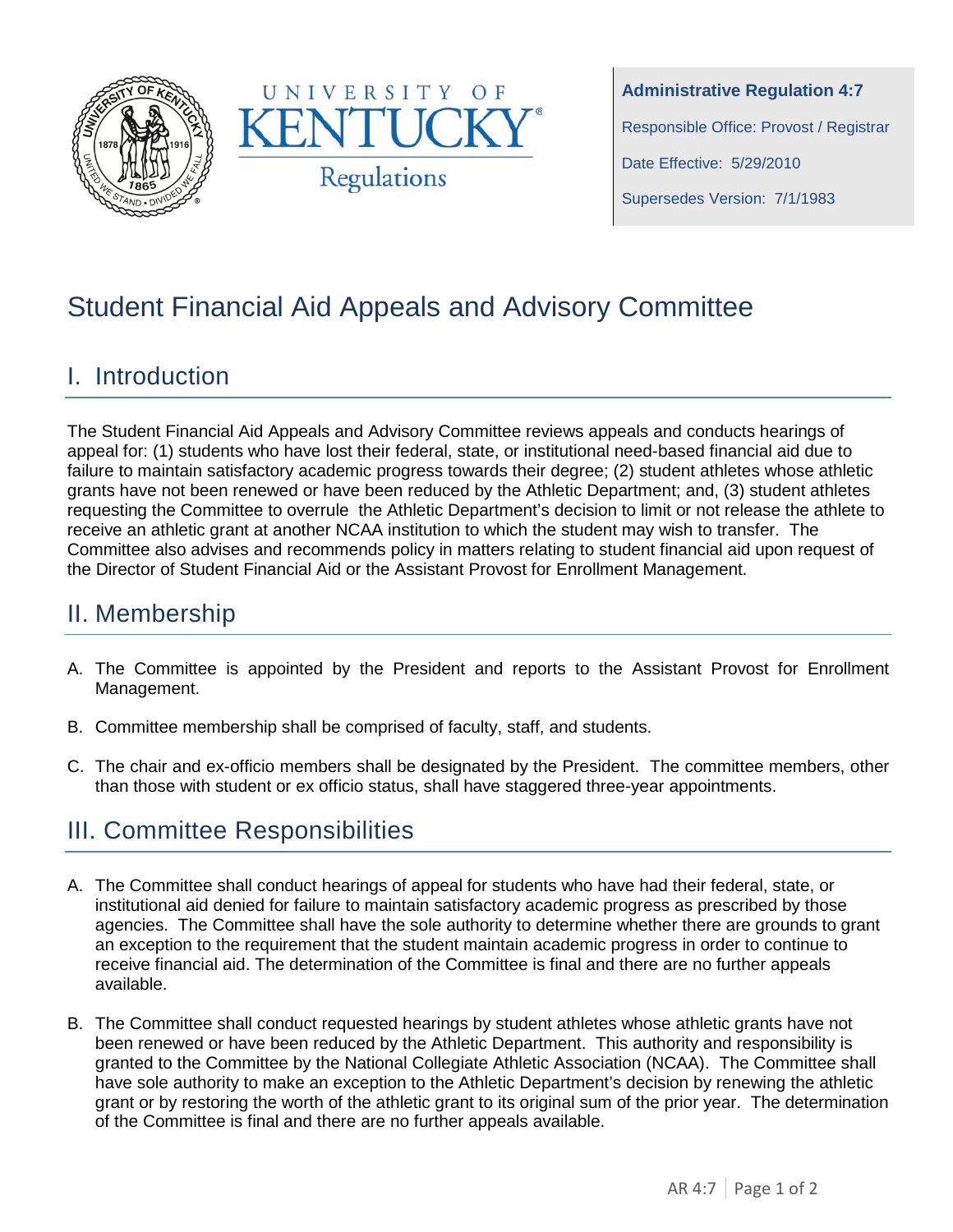University of Kentucky Regulations

**Administrative Regulation 4:7**

Responsible Office: Provost / Registrar

Date Effective: 5/29/2010

Supersedes Version: 7/1/1983

# Student Financial Aid Appeals and Advisory Committee

## I. Introduction

The Student Financial Aid Appeals and Advisory Committee reviews appeals and conducts hearings of appeal for: (1) students who have lost their federal, state, or institutional need-based financial aid due to failure to maintain satisfactory academic progress towards their degree; (2) student athletes whose athletic grants have not been renewed or have been reduced by the Athletic Department; and, (3) student athletes requesting the Committee to overrule the Athletic Department's decision to limit or not release the athlete to receive an athletic grant at another NCAA institution to which the student may wish to transfer. The Committee also advises and recommends policy in matters relating to student financial aid upon request of the Director of Student Financial Aid or the Assistant Provost for Enrollment Management.

## II. Membership

A. The Committee is appointed by the President and reports to the Assistant Provost for Enrollment Management.

B. Committee membership shall be comprised of faculty, staff, and students.

C. The chair and ex-officio members shall be designated by the President. The committee members, other than those with student or ex officio status, shall have staggered three-year appointments.

## III. Committee Responsibilities

A. The Committee shall conduct hearings of appeal for students who have had their federal, state, or institutional aid denied for failure to maintain satisfactory academic progress as prescribed by those agencies. The Committee shall have the sole authority to determine whether there are grounds to grant an exception to the requirement that the student maintain academic progress in order to continue to receive financial aid. The determination of the Committee is final and there are no further appeals available.

B. The Committee shall conduct requested hearings by student athletes whose athletic grants have not been renewed or have been reduced by the Athletic Department. This authority and responsibility is granted to the Committee by the National Collegiate Athletic Association (NCAA). The Committee shall have sole authority to make an exception to the Athletic Department's decision by renewing the athletic grant or by restoring the worth of the athletic grant to its original sum of the prior year. The determination of the Committee is final and there are no further appeals available.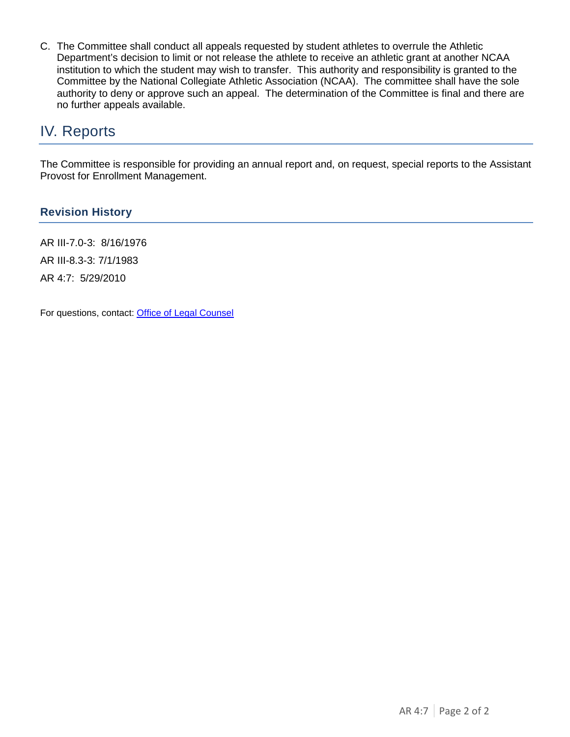C. The Committee shall conduct all appeals requested by student athletes to overrule the Athletic Department's decision to limit or not release the athlete to receive an athletic grant at another NCAA institution to which the student may wish to transfer. This authority and responsibility is granted to the Committee by the National Collegiate Athletic Association (NCAA). The committee shall have the sole authority to deny or approve such an appeal. The determination of the Committee is final and there are no further appeals available.

## IV. Reports

The Committee is responsible for providing an annual report and, on request, special reports to the Assistant Provost for Enrollment Management.

### Revision History

AR III-7.0-3: 8/16/1976

AR III-8.3-3: 7/1/1983

AR 4:7: 5/29/2010

For questions, contact: Office of Legal Counsel